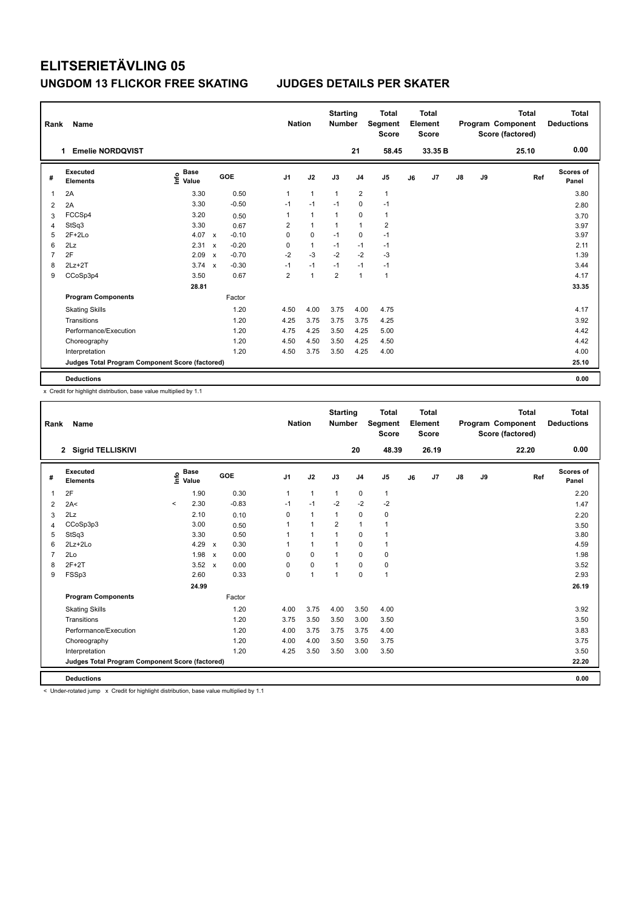# ELITSERIETÄVLING 05

## UNGDOM 13 FLICKOR FREE SKATING    JUDGES DETAILS PER SKATER

| Rank | Name | Nation | Starting Number | Total Segment Score | Total Element Score | Total Program Component Score (factored) | Total Deductions |
|---|---|---|---|---|---|---|---|
| 1 | Emelie NORDQVIST | | 21 | 58.45 | 33.35 B | 25.10 | 0.00 |

| # | Executed Elements | Info | Base Value | | GOE | J1 | J2 | J3 | J4 | J5 | J6 | J7 | J8 | J9 | Ref | Scores of Panel |
|---|---|---|---|---|---|---|---|---|---|---|---|---|---|---|---|---|
| 1 | 2A | | 3.30 | | 0.50 | 1 | 1 | 1 | 2 | 1 | | | | | | 3.80 |
| 2 | 2A | | 3.30 | | -0.50 | -1 | -1 | -1 | 0 | -1 | | | | | | 2.80 |
| 3 | FCCSp4 | | 3.20 | | 0.50 | 1 | 1 | 1 | 0 | 1 | | | | | | 3.70 |
| 4 | StSq3 | | 3.30 | | 0.67 | 2 | 1 | 1 | 1 | 2 | | | | | | 3.97 |
| 5 | 2F+2Lo | | 4.07 | x | -0.10 | 0 | 0 | -1 | 0 | -1 | | | | | | 3.97 |
| 6 | 2Lz | | 2.31 | x | -0.20 | 0 | 1 | -1 | -1 | -1 | | | | | | 2.11 |
| 7 | 2F | | 2.09 | x | -0.70 | -2 | -3 | -2 | -2 | -3 | | | | | | 1.39 |
| 8 | 2Lz+2T | | 3.74 | x | -0.30 | -1 | -1 | -1 | -1 | -1 | | | | | | 3.44 |
| 9 | CCoSp3p4 | | 3.50 | | 0.67 | 2 | 1 | 2 | 1 | 1 | | | | | | 4.17 |
| | | | 28.81 | | | | | | | | | | | | | 33.35 |
| | **Program Components** | | | | Factor | | | | | | | | | | | |
| | Skating Skills | | | | 1.20 | 4.50 | 4.00 | 3.75 | 4.00 | 4.75 | | | | | | 4.17 |
| | Transitions | | | | 1.20 | 4.25 | 3.75 | 3.75 | 3.75 | 4.25 | | | | | | 3.92 |
| | Performance/Execution | | | | 1.20 | 4.75 | 4.25 | 3.50 | 4.25 | 5.00 | | | | | | 4.42 |
| | Choreography | | | | 1.20 | 4.50 | 4.50 | 3.50 | 4.25 | 4.50 | | | | | | 4.42 |
| | Interpretation | | | | 1.20 | 4.50 | 3.75 | 3.50 | 4.25 | 4.00 | | | | | | 4.00 |
| | **Judges Total Program Component Score (factored)** | | | | | | | | | | | | | | | 25.10 |
| | **Deductions** | | | | | | | | | | | | | | | 0.00 |

x Credit for highlight distribution, base value multiplied by 1.1

| Rank | Name | Nation | Starting Number | Total Segment Score | Total Element Score | Total Program Component Score (factored) | Total Deductions |
|---|---|---|---|---|---|---|---|
| 2 | Sigrid TELLISKIVI | | 20 | 48.39 | 26.19 | 22.20 | 0.00 |

| # | Executed Elements | Info | Base Value | | GOE | J1 | J2 | J3 | J4 | J5 | J6 | J7 | J8 | J9 | Ref | Scores of Panel |
|---|---|---|---|---|---|---|---|---|---|---|---|---|---|---|---|---|
| 1 | 2F | | 1.90 | | 0.30 | 1 | 1 | 1 | 0 | 1 | | | | | | 2.20 |
| 2 | 2A< | < | 2.30 | | -0.83 | -1 | -1 | -2 | -2 | -2 | | | | | | 1.47 |
| 3 | 2Lz | | 2.10 | | 0.10 | 0 | 1 | 1 | 0 | 0 | | | | | | 2.20 |
| 4 | CCoSp3p3 | | 3.00 | | 0.50 | 1 | 1 | 2 | 1 | 1 | | | | | | 3.50 |
| 5 | StSq3 | | 3.30 | | 0.50 | 1 | 1 | 1 | 0 | 1 | | | | | | 3.80 |
| 6 | 2Lz+2Lo | | 4.29 | x | 0.30 | 1 | 1 | 1 | 0 | 1 | | | | | | 4.59 |
| 7 | 2Lo | | 1.98 | x | 0.00 | 0 | 0 | 1 | 0 | 0 | | | | | | 1.98 |
| 8 | 2F+2T | | 3.52 | x | 0.00 | 0 | 0 | 1 | 0 | 0 | | | | | | 3.52 |
| 9 | FSSp3 | | 2.60 | | 0.33 | 0 | 1 | 1 | 0 | 1 | | | | | | 2.93 |
| | | | 24.99 | | | | | | | | | | | | | 26.19 |
| | **Program Components** | | | | Factor | | | | | | | | | | | |
| | Skating Skills | | | | 1.20 | 4.00 | 3.75 | 4.00 | 3.50 | 4.00 | | | | | | 3.92 |
| | Transitions | | | | 1.20 | 3.75 | 3.50 | 3.50 | 3.00 | 3.50 | | | | | | 3.50 |
| | Performance/Execution | | | | 1.20 | 4.00 | 3.75 | 3.75 | 3.75 | 4.00 | | | | | | 3.83 |
| | Choreography | | | | 1.20 | 4.00 | 4.00 | 3.50 | 3.50 | 3.75 | | | | | | 3.75 |
| | Interpretation | | | | 1.20 | 4.25 | 3.50 | 3.50 | 3.00 | 3.50 | | | | | | 3.50 |
| | **Judges Total Program Component Score (factored)** | | | | | | | | | | | | | | | 22.20 |
| | **Deductions** | | | | | | | | | | | | | | | 0.00 |

< Under-rotated jump x Credit for highlight distribution, base value multiplied by 1.1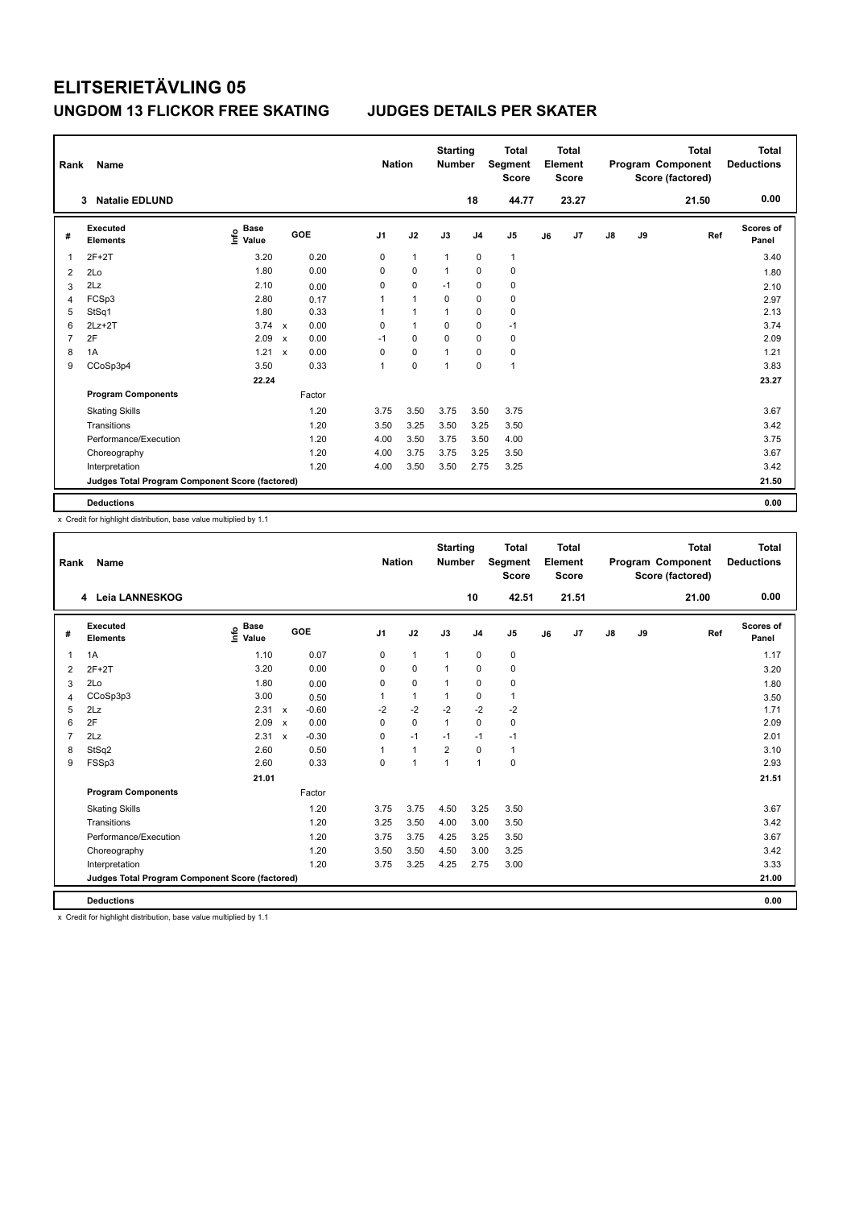# ELITSERIETÄVLING 05

## UNGDOM 13 FLICKOR FREE SKATING JUDGES DETAILS PER SKATER

| Rank | Name | Nation | Starting Number | Total Segment Score | Total Element Score | Total Program Component Score (factored) | Total Deductions |
|---|---|---|---|---|---|---|---|
| 3 | Natalie EDLUND | | 18 | 44.77 | 23.27 | 21.50 | 0.00 |

| # | Executed Elements | Info | Base Value | | GOE | J1 | J2 | J3 | J4 | J5 | J6 | J7 | J8 | J9 | Ref | Scores of Panel |
|---|---|---|---|---|---|---|---|---|---|---|---|---|---|---|---|---|
| 1 | 2F+2T | | 3.20 | | 0.20 | 0 | 1 | 1 | 0 | 1 | | | | | | 3.40 |
| 2 | 2Lo | | 1.80 | | 0.00 | 0 | 0 | 1 | 0 | 0 | | | | | | 1.80 |
| 3 | 2Lz | | 2.10 | | 0.00 | 0 | 0 | -1 | 0 | 0 | | | | | | 2.10 |
| 4 | FCSp3 | | 2.80 | | 0.17 | 1 | 1 | 0 | 0 | 0 | | | | | | 2.97 |
| 5 | StSq1 | | 1.80 | | 0.33 | 1 | 1 | 1 | 0 | 0 | | | | | | 2.13 |
| 6 | 2Lz+2T | | 3.74 | x | 0.00 | 0 | 1 | 0 | 0 | -1 | | | | | | 3.74 |
| 7 | 2F | | 2.09 | x | 0.00 | -1 | 0 | 0 | 0 | 0 | | | | | | 2.09 |
| 8 | 1A | | 1.21 | x | 0.00 | 0 | 0 | 1 | 0 | 0 | | | | | | 1.21 |
| 9 | CCoSp3p4 | | 3.50 | | 0.33 | 1 | 0 | 1 | 0 | 1 | | | | | | 3.83 |
| | | | 22.24 | | | | | | | | | | | | | 23.27 |
| | **Program Components** | | | | Factor | | | | | | | | | | | |
| | Skating Skills | | | | 1.20 | 3.75 | 3.50 | 3.75 | 3.50 | 3.75 | | | | | | 3.67 |
| | Transitions | | | | 1.20 | 3.50 | 3.25 | 3.50 | 3.25 | 3.50 | | | | | | 3.42 |
| | Performance/Execution | | | | 1.20 | 4.00 | 3.50 | 3.75 | 3.50 | 4.00 | | | | | | 3.75 |
| | Choreography | | | | 1.20 | 4.00 | 3.75 | 3.75 | 3.25 | 3.50 | | | | | | 3.67 |
| | Interpretation | | | | 1.20 | 4.00 | 3.50 | 3.50 | 2.75 | 3.25 | | | | | | 3.42 |
| | **Judges Total Program Component Score (factored)** | | | | | | | | | | | | | | | 21.50 |
| | **Deductions** | | | | | | | | | | | | | | | 0.00 |

x Credit for highlight distribution, base value multiplied by 1.1

| Rank | Name | Nation | Starting Number | Total Segment Score | Total Element Score | Total Program Component Score (factored) | Total Deductions |
|---|---|---|---|---|---|---|---|
| 4 | Leia LANNESKOG | | 10 | 42.51 | 21.51 | 21.00 | 0.00 |

| # | Executed Elements | Info | Base Value | | GOE | J1 | J2 | J3 | J4 | J5 | J6 | J7 | J8 | J9 | Ref | Scores of Panel |
|---|---|---|---|---|---|---|---|---|---|---|---|---|---|---|---|---|
| 1 | 1A | | 1.10 | | 0.07 | 0 | 1 | 1 | 0 | 0 | | | | | | 1.17 |
| 2 | 2F+2T | | 3.20 | | 0.00 | 0 | 0 | 1 | 0 | 0 | | | | | | 3.20 |
| 3 | 2Lo | | 1.80 | | 0.00 | 0 | 0 | 1 | 0 | 0 | | | | | | 1.80 |
| 4 | CCoSp3p3 | | 3.00 | | 0.50 | 1 | 1 | 1 | 0 | 1 | | | | | | 3.50 |
| 5 | 2Lz | | 2.31 | x | -0.60 | -2 | -2 | -2 | -2 | -2 | | | | | | 1.71 |
| 6 | 2F | | 2.09 | x | 0.00 | 0 | 0 | 1 | 0 | 0 | | | | | | 2.09 |
| 7 | 2Lz | | 2.31 | x | -0.30 | 0 | -1 | -1 | -1 | -1 | | | | | | 2.01 |
| 8 | StSq2 | | 2.60 | | 0.50 | 1 | 1 | 2 | 0 | 1 | | | | | | 3.10 |
| 9 | FSSp3 | | 2.60 | | 0.33 | 0 | 1 | 1 | 1 | 0 | | | | | | 2.93 |
| | | | 21.01 | | | | | | | | | | | | | 21.51 |
| | **Program Components** | | | | Factor | | | | | | | | | | | |
| | Skating Skills | | | | 1.20 | 3.75 | 3.75 | 4.50 | 3.25 | 3.50 | | | | | | 3.67 |
| | Transitions | | | | 1.20 | 3.25 | 3.50 | 4.00 | 3.00 | 3.50 | | | | | | 3.42 |
| | Performance/Execution | | | | 1.20 | 3.75 | 3.75 | 4.25 | 3.25 | 3.50 | | | | | | 3.67 |
| | Choreography | | | | 1.20 | 3.50 | 3.50 | 4.50 | 3.00 | 3.25 | | | | | | 3.42 |
| | Interpretation | | | | 1.20 | 3.75 | 3.25 | 4.25 | 2.75 | 3.00 | | | | | | 3.33 |
| | **Judges Total Program Component Score (factored)** | | | | | | | | | | | | | | | 21.00 |
| | **Deductions** | | | | | | | | | | | | | | | 0.00 |

x Credit for highlight distribution, base value multiplied by 1.1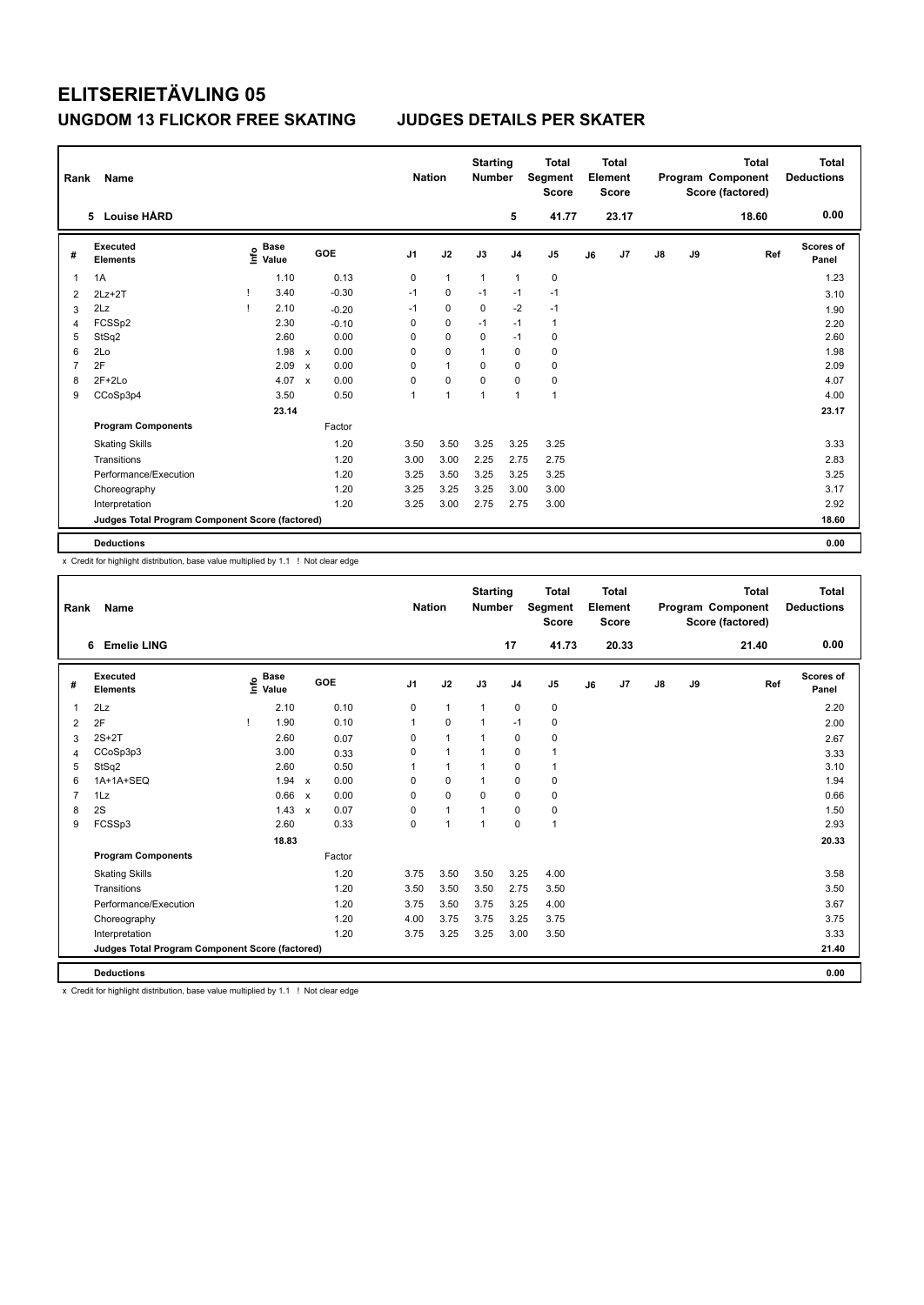# ELITSERIETÄVLING 05

## UNGDOM 13 FLICKOR FREE SKATING    JUDGES DETAILS PER SKATER

| Rank | Name | Nation | Starting Number | Total Segment Score | Total Element Score | Total Program Component Score (factored) | Total Deductions |
|---|---|---|---|---|---|---|---|
| 5 | Louise HÅRD | | 5 | 41.77 | 23.17 | 18.60 | 0.00 |

| # | Executed Elements | Info | Base Value | | GOE | J1 | J2 | J3 | J4 | J5 | J6 | J7 | J8 | J9 | Ref | Scores of Panel |
|---|---|---|---|---|---|---|---|---|---|---|---|---|---|---|---|---|
| 1 | 1A | | 1.10 | | 0.13 | 0 | 1 | 1 | 1 | 0 | | | | | | 1.23 |
| 2 | 2Lz+2T | ! | 3.40 | | -0.30 | -1 | 0 | -1 | -1 | -1 | | | | | | 3.10 |
| 3 | 2Lz | ! | 2.10 | | -0.20 | -1 | 0 | 0 | -2 | -1 | | | | | | 1.90 |
| 4 | FCSSp2 | | 2.30 | | -0.10 | 0 | 0 | -1 | -1 | 1 | | | | | | 2.20 |
| 5 | StSq2 | | 2.60 | | 0.00 | 0 | 0 | 0 | -1 | 0 | | | | | | 2.60 |
| 6 | 2Lo | | 1.98 | x | 0.00 | 0 | 0 | 1 | 0 | 0 | | | | | | 1.98 |
| 7 | 2F | | 2.09 | x | 0.00 | 0 | 1 | 0 | 0 | 0 | | | | | | 2.09 |
| 8 | 2F+2Lo | | 4.07 | x | 0.00 | 0 | 0 | 0 | 0 | 0 | | | | | | 4.07 |
| 9 | CCoSp3p4 | | 3.50 | | 0.50 | 1 | 1 | 1 | 1 | 1 | | | | | | 4.00 |
| | | | 23.14 | | | | | | | | | | | | | 23.17 |
| | **Program Components** | | | | Factor | | | | | | | | | | | |
| | Skating Skills | | | | 1.20 | 3.50 | 3.50 | 3.25 | 3.25 | 3.25 | | | | | | 3.33 |
| | Transitions | | | | 1.20 | 3.00 | 3.00 | 2.25 | 2.75 | 2.75 | | | | | | 2.83 |
| | Performance/Execution | | | | 1.20 | 3.25 | 3.50 | 3.25 | 3.25 | 3.25 | | | | | | 3.25 |
| | Choreography | | | | 1.20 | 3.25 | 3.25 | 3.25 | 3.00 | 3.00 | | | | | | 3.17 |
| | Interpretation | | | | 1.20 | 3.25 | 3.00 | 2.75 | 2.75 | 3.00 | | | | | | 2.92 |
| | **Judges Total Program Component Score (factored)** | | | | | | | | | | | | | | | 18.60 |
| | **Deductions** | | | | | | | | | | | | | | | 0.00 |

x Credit for highlight distribution, base value multiplied by 1.1 ! Not clear edge

| Rank | Name | Nation | Starting Number | Total Segment Score | Total Element Score | Total Program Component Score (factored) | Total Deductions |
|---|---|---|---|---|---|---|---|
| 6 | Emelie LING | | 17 | 41.73 | 20.33 | 21.40 | 0.00 |

| # | Executed Elements | Info | Base Value | | GOE | J1 | J2 | J3 | J4 | J5 | J6 | J7 | J8 | J9 | Ref | Scores of Panel |
|---|---|---|---|---|---|---|---|---|---|---|---|---|---|---|---|---|
| 1 | 2Lz | | 2.10 | | 0.10 | 0 | 1 | 1 | 0 | 0 | | | | | | 2.20 |
| 2 | 2F | ! | 1.90 | | 0.10 | 1 | 0 | 1 | -1 | 0 | | | | | | 2.00 |
| 3 | 2S+2T | | 2.60 | | 0.07 | 0 | 1 | 1 | 0 | 0 | | | | | | 2.67 |
| 4 | CCoSp3p3 | | 3.00 | | 0.33 | 0 | 1 | 1 | 0 | 1 | | | | | | 3.33 |
| 5 | StSq2 | | 2.60 | | 0.50 | 1 | 1 | 1 | 0 | 1 | | | | | | 3.10 |
| 6 | 1A+1A+SEQ | | 1.94 | x | 0.00 | 0 | 0 | 1 | 0 | 0 | | | | | | 1.94 |
| 7 | 1Lz | | 0.66 | x | 0.00 | 0 | 0 | 0 | 0 | 0 | | | | | | 0.66 |
| 8 | 2S | | 1.43 | x | 0.07 | 0 | 1 | 1 | 0 | 0 | | | | | | 1.50 |
| 9 | FCSSp3 | | 2.60 | | 0.33 | 0 | 1 | 1 | 0 | 1 | | | | | | 2.93 |
| | | | 18.83 | | | | | | | | | | | | | 20.33 |
| | **Program Components** | | | | Factor | | | | | | | | | | | |
| | Skating Skills | | | | 1.20 | 3.75 | 3.50 | 3.50 | 3.25 | 4.00 | | | | | | 3.58 |
| | Transitions | | | | 1.20 | 3.50 | 3.50 | 3.50 | 2.75 | 3.50 | | | | | | 3.50 |
| | Performance/Execution | | | | 1.20 | 3.75 | 3.50 | 3.75 | 3.25 | 4.00 | | | | | | 3.67 |
| | Choreography | | | | 1.20 | 4.00 | 3.75 | 3.75 | 3.25 | 3.75 | | | | | | 3.75 |
| | Interpretation | | | | 1.20 | 3.75 | 3.25 | 3.25 | 3.00 | 3.50 | | | | | | 3.33 |
| | **Judges Total Program Component Score (factored)** | | | | | | | | | | | | | | | 21.40 |
| | **Deductions** | | | | | | | | | | | | | | | 0.00 |

x Credit for highlight distribution, base value multiplied by 1.1 ! Not clear edge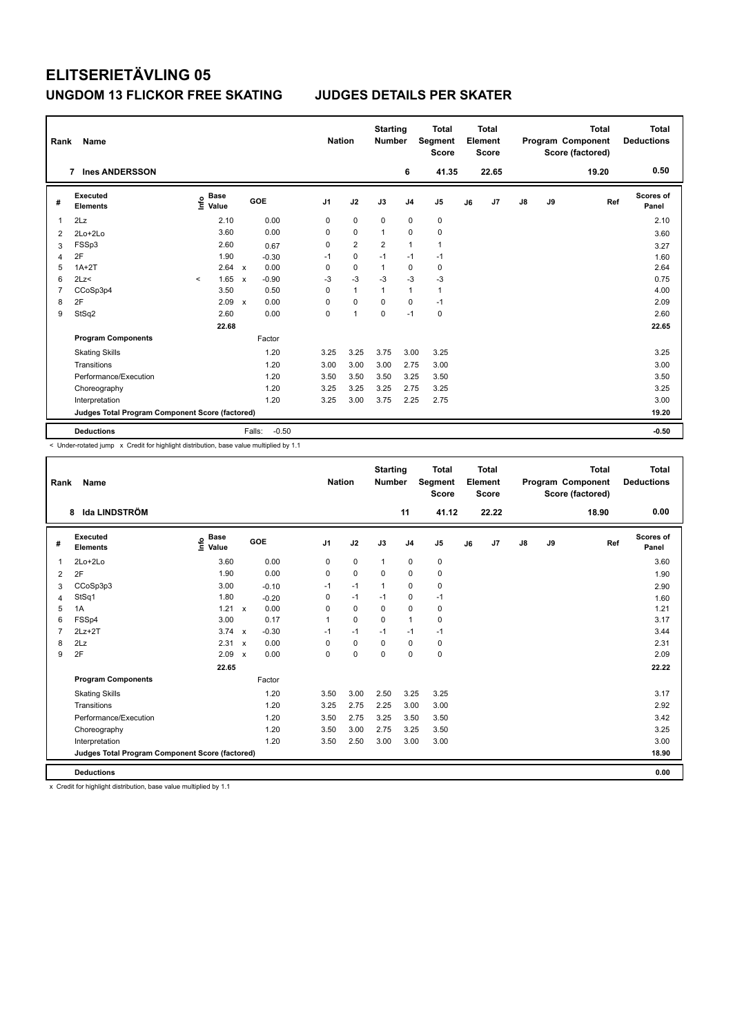# ELITSERIETÄVLING 05

## UNGDOM 13 FLICKOR FREE SKATING  JUDGES DETAILS PER SKATER

| Rank | Name | Nation | Starting Number | Total Segment Score | Total Element Score | Total Program Component Score (factored) | Total Deductions |
|---|---|---|---|---|---|---|---|
| 7 | Ines ANDERSSON | | 6 | 41.35 | 22.65 | 19.20 | 0.50 |

| # | Executed Elements | Info | Base Value | | GOE | J1 | J2 | J3 | J4 | J5 | J6 | J7 | J8 | J9 | Ref | Scores of Panel |
|---|---|---|---|---|---|---|---|---|---|---|---|---|---|---|---|---|
| 1 | 2Lz | | 2.10 | | 0.00 | 0 | 0 | 0 | 0 | 0 | | | | | | 2.10 |
| 2 | 2Lo+2Lo | | 3.60 | | 0.00 | 0 | 0 | 1 | 0 | 0 | | | | | | 3.60 |
| 3 | FSSp3 | | 2.60 | | 0.67 | 0 | 2 | 2 | 1 | 1 | | | | | | 3.27 |
| 4 | 2F | | 1.90 | | -0.30 | -1 | 0 | -1 | -1 | -1 | | | | | | 1.60 |
| 5 | 1A+2T | | 2.64 | x | 0.00 | 0 | 0 | 1 | 0 | 0 | | | | | | 2.64 |
| 6 | 2Lz< | < | 1.65 | x | -0.90 | -3 | -3 | -3 | -3 | -3 | | | | | | 0.75 |
| 7 | CCoSp3p4 | | 3.50 | | 0.50 | 0 | 1 | 1 | 1 | 1 | | | | | | 4.00 |
| 8 | 2F | | 2.09 | x | 0.00 | 0 | 0 | 0 | 0 | -1 | | | | | | 2.09 |
| 9 | StSq2 | | 2.60 | | 0.00 | 0 | 1 | 0 | -1 | 0 | | | | | | 2.60 |
| | | | 22.68 | | | | | | | | | | | | | 22.65 |
| | **Program Components** | | | | Factor | | | | | | | | | | | |
| | Skating Skills | | | | 1.20 | 3.25 | 3.25 | 3.75 | 3.00 | 3.25 | | | | | | 3.25 |
| | Transitions | | | | 1.20 | 3.00 | 3.00 | 3.00 | 2.75 | 3.00 | | | | | | 3.00 |
| | Performance/Execution | | | | 1.20 | 3.50 | 3.50 | 3.50 | 3.25 | 3.50 | | | | | | 3.50 |
| | Choreography | | | | 1.20 | 3.25 | 3.25 | 3.25 | 2.75 | 3.25 | | | | | | 3.25 |
| | Interpretation | | | | 1.20 | 3.25 | 3.00 | 3.75 | 2.25 | 2.75 | | | | | | 3.00 |
| | Judges Total Program Component Score (factored) | | | | | | | | | | | | | | | 19.20 |
| | **Deductions** | | | | Falls: -0.50 | | | | | | | | | | | -0.50 |

< Under-rotated jump x Credit for highlight distribution, base value multiplied by 1.1

| Rank | Name | Nation | Starting Number | Total Segment Score | Total Element Score | Total Program Component Score (factored) | Total Deductions |
|---|---|---|---|---|---|---|---|
| 8 | Ida LINDSTRÖM | | 11 | 41.12 | 22.22 | 18.90 | 0.00 |

| # | Executed Elements | Info | Base Value | | GOE | J1 | J2 | J3 | J4 | J5 | J6 | J7 | J8 | J9 | Ref | Scores of Panel |
|---|---|---|---|---|---|---|---|---|---|---|---|---|---|---|---|---|
| 1 | 2Lo+2Lo | | 3.60 | | 0.00 | 0 | 0 | 1 | 0 | 0 | | | | | | 3.60 |
| 2 | 2F | | 1.90 | | 0.00 | 0 | 0 | 0 | 0 | 0 | | | | | | 1.90 |
| 3 | CCoSp3p3 | | 3.00 | | -0.10 | -1 | -1 | 1 | 0 | 0 | | | | | | 2.90 |
| 4 | StSq1 | | 1.80 | | -0.20 | 0 | -1 | -1 | 0 | -1 | | | | | | 1.60 |
| 5 | 1A | | 1.21 | x | 0.00 | 0 | 0 | 0 | 0 | 0 | | | | | | 1.21 |
| 6 | FSSp4 | | 3.00 | | 0.17 | 1 | 0 | 0 | 1 | 0 | | | | | | 3.17 |
| 7 | 2Lz+2T | | 3.74 | x | -0.30 | -1 | -1 | -1 | -1 | -1 | | | | | | 3.44 |
| 8 | 2Lz | | 2.31 | x | 0.00 | 0 | 0 | 0 | 0 | 0 | | | | | | 2.31 |
| 9 | 2F | | 2.09 | x | 0.00 | 0 | 0 | 0 | 0 | 0 | | | | | | 2.09 |
| | | | 22.65 | | | | | | | | | | | | | 22.22 |
| | **Program Components** | | | | Factor | | | | | | | | | | | |
| | Skating Skills | | | | 1.20 | 3.50 | 3.00 | 2.50 | 3.25 | 3.25 | | | | | | 3.17 |
| | Transitions | | | | 1.20 | 3.25 | 2.75 | 2.25 | 3.00 | 3.00 | | | | | | 2.92 |
| | Performance/Execution | | | | 1.20 | 3.50 | 2.75 | 3.25 | 3.50 | 3.50 | | | | | | 3.42 |
| | Choreography | | | | 1.20 | 3.50 | 3.00 | 2.75 | 3.25 | 3.50 | | | | | | 3.25 |
| | Interpretation | | | | 1.20 | 3.50 | 2.50 | 3.00 | 3.00 | 3.00 | | | | | | 3.00 |
| | Judges Total Program Component Score (factored) | | | | | | | | | | | | | | | 18.90 |
| | **Deductions** | | | | | | | | | | | | | | | 0.00 |

x Credit for highlight distribution, base value multiplied by 1.1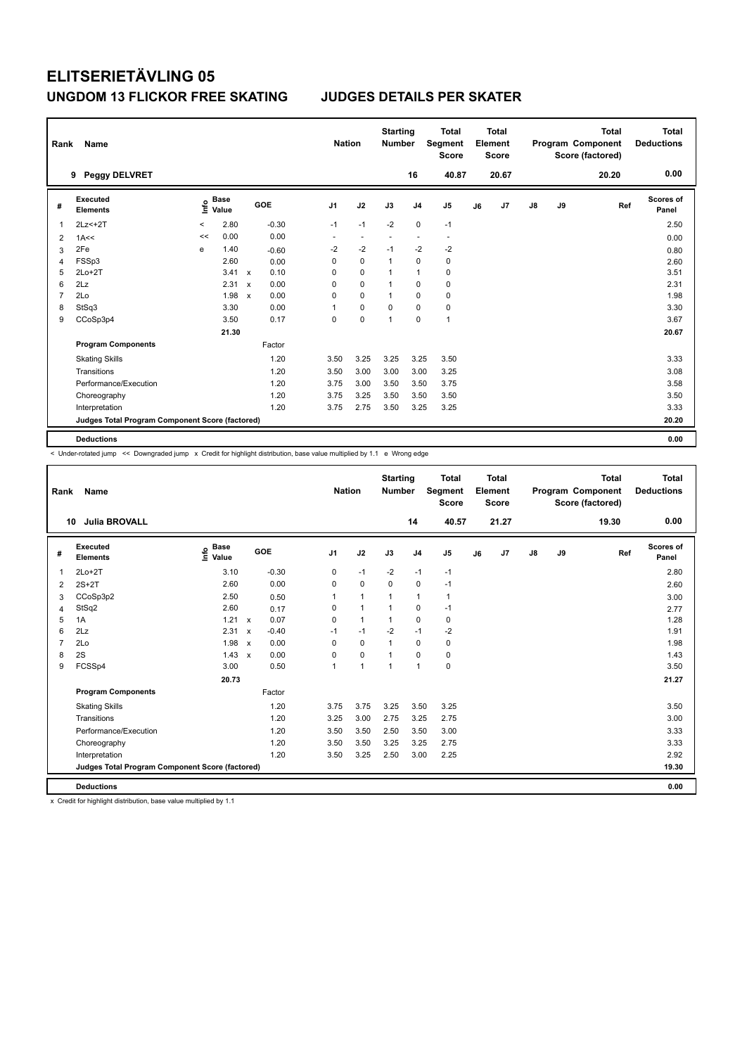# ELITSERIETÄVLING 05

## UNGDOM 13 FLICKOR FREE SKATING JUDGES DETAILS PER SKATER

| Rank | Name | Nation | Starting Number | Total Segment Score | Total Element Score | Total Program Component Score (factored) | Total Deductions |
|---|---|---|---|---|---|---|---|
| 9 | Peggy DELVRET | | 16 | 40.87 | 20.67 | 20.20 | 0.00 |

| # | Executed Elements | Info | Base Value | | GOE | J1 | J2 | J3 | J4 | J5 | J6 | J7 | J8 | J9 | Ref | Scores of Panel |
|---|---|---|---|---|---|---|---|---|---|---|---|---|---|---|---|---|
| 1 | 2Lz<+2T | < | 2.80 | | -0.30 | -1 | -1 | -2 | 0 | -1 | | | | | | 2.50 |
| 2 | 1A<< | << | 0.00 | | 0.00 | - | - | - | - | - | | | | | | 0.00 |
| 3 | 2Fe | e | 1.40 | | -0.60 | -2 | -2 | -1 | -2 | -2 | | | | | | 0.80 |
| 4 | FSSp3 | | 2.60 | | 0.00 | 0 | 0 | 1 | 0 | 0 | | | | | | 2.60 |
| 5 | 2Lo+2T | | 3.41 | x | 0.10 | 0 | 0 | 1 | 1 | 0 | | | | | | 3.51 |
| 6 | 2Lz | | 2.31 | x | 0.00 | 0 | 0 | 1 | 0 | 0 | | | | | | 2.31 |
| 7 | 2Lo | | 1.98 | x | 0.00 | 0 | 0 | 1 | 0 | 0 | | | | | | 1.98 |
| 8 | StSq3 | | 3.30 | | 0.00 | 1 | 0 | 0 | 0 | 0 | | | | | | 3.30 |
| 9 | CCoSp3p4 | | 3.50 | | 0.17 | 0 | 0 | 1 | 0 | 1 | | | | | | 3.67 |
| | | | 21.30 | | | | | | | | | | | | | 20.67 |
| | **Program Components** | | | | Factor | | | | | | | | | | | |
| | Skating Skills | | | | 1.20 | 3.50 | 3.25 | 3.25 | 3.25 | 3.50 | | | | | | 3.33 |
| | Transitions | | | | 1.20 | 3.50 | 3.00 | 3.00 | 3.00 | 3.25 | | | | | | 3.08 |
| | Performance/Execution | | | | 1.20 | 3.75 | 3.00 | 3.50 | 3.50 | 3.75 | | | | | | 3.58 |
| | Choreography | | | | 1.20 | 3.75 | 3.25 | 3.50 | 3.50 | 3.50 | | | | | | 3.50 |
| | Interpretation | | | | 1.20 | 3.75 | 2.75 | 3.50 | 3.25 | 3.25 | | | | | | 3.33 |
| | **Judges Total Program Component Score (factored)** | | | | | | | | | | | | | | | 20.20 |
| | **Deductions** | | | | | | | | | | | | | | | 0.00 |

< Under-rotated jump << Downgraded jump x Credit for highlight distribution, base value multiplied by 1.1 e Wrong edge

| Rank | Name | Nation | Starting Number | Total Segment Score | Total Element Score | Total Program Component Score (factored) | Total Deductions |
|---|---|---|---|---|---|---|---|
| 10 | Julia BROVALL | | 14 | 40.57 | 21.27 | 19.30 | 0.00 |

| # | Executed Elements | Info | Base Value | | GOE | J1 | J2 | J3 | J4 | J5 | J6 | J7 | J8 | J9 | Ref | Scores of Panel |
|---|---|---|---|---|---|---|---|---|---|---|---|---|---|---|---|---|
| 1 | 2Lo+2T | | 3.10 | | -0.30 | 0 | -1 | -2 | -1 | -1 | | | | | | 2.80 |
| 2 | 2S+2T | | 2.60 | | 0.00 | 0 | 0 | 0 | 0 | -1 | | | | | | 2.60 |
| 3 | CCoSp3p2 | | 2.50 | | 0.50 | 1 | 1 | 1 | 1 | 1 | | | | | | 3.00 |
| 4 | StSq2 | | 2.60 | | 0.17 | 0 | 1 | 1 | 0 | -1 | | | | | | 2.77 |
| 5 | 1A | | 1.21 | x | 0.07 | 0 | 1 | 1 | 0 | 0 | | | | | | 1.28 |
| 6 | 2Lz | | 2.31 | x | -0.40 | -1 | -1 | -2 | -1 | -2 | | | | | | 1.91 |
| 7 | 2Lo | | 1.98 | x | 0.00 | 0 | 0 | 1 | 0 | 0 | | | | | | 1.98 |
| 8 | 2S | | 1.43 | x | 0.00 | 0 | 0 | 1 | 0 | 0 | | | | | | 1.43 |
| 9 | FCSSp4 | | 3.00 | | 0.50 | 1 | 1 | 1 | 1 | 0 | | | | | | 3.50 |
| | | | 20.73 | | | | | | | | | | | | | 21.27 |
| | **Program Components** | | | | Factor | | | | | | | | | | | |
| | Skating Skills | | | | 1.20 | 3.75 | 3.75 | 3.25 | 3.50 | 3.25 | | | | | | 3.50 |
| | Transitions | | | | 1.20 | 3.25 | 3.00 | 2.75 | 3.25 | 2.75 | | | | | | 3.00 |
| | Performance/Execution | | | | 1.20 | 3.50 | 3.50 | 2.50 | 3.50 | 3.00 | | | | | | 3.33 |
| | Choreography | | | | 1.20 | 3.50 | 3.50 | 3.25 | 3.25 | 2.75 | | | | | | 3.33 |
| | Interpretation | | | | 1.20 | 3.50 | 3.25 | 2.50 | 3.00 | 2.25 | | | | | | 2.92 |
| | **Judges Total Program Component Score (factored)** | | | | | | | | | | | | | | | 19.30 |
| | **Deductions** | | | | | | | | | | | | | | | 0.00 |

x Credit for highlight distribution, base value multiplied by 1.1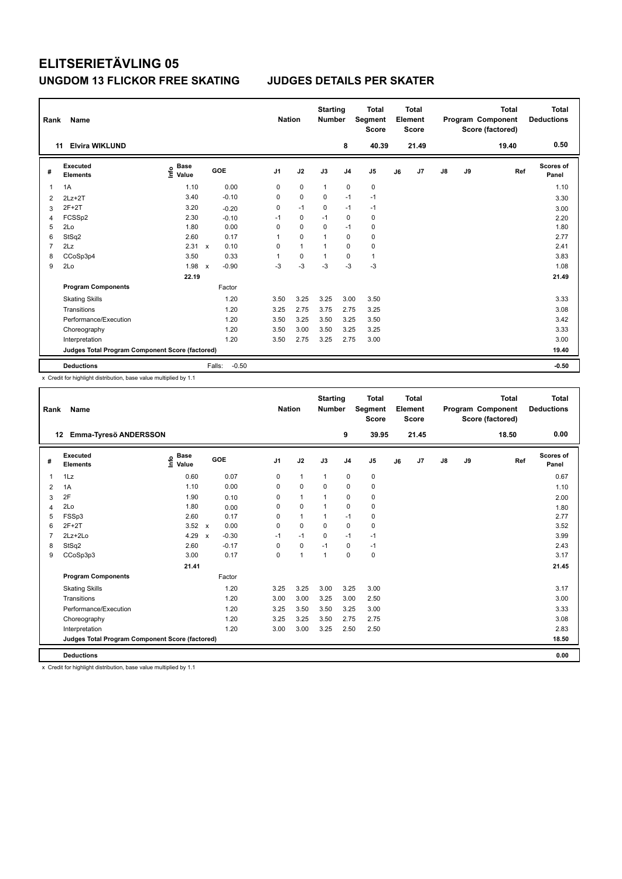# ELITSERIETÄVLING 05

## UNGDOM 13 FLICKOR FREE SKATING    JUDGES DETAILS PER SKATER

| Rank | Name | Nation | Starting Number | Total Segment Score | Total Element Score | Total Program Component Score (factored) | Total Deductions |
|---|---|---|---|---|---|---|---|
| 11 | Elvira WIKLUND | | 8 | 40.39 | 21.49 | 19.40 | 0.50 |

| # | Executed Elements | Info | Base Value | | GOE | J1 | J2 | J3 | J4 | J5 | J6 | J7 | J8 | J9 | Ref | Scores of Panel |
|---|---|---|---|---|---|---|---|---|---|---|---|---|---|---|---|---|
| 1 | 1A | | 1.10 | | 0.00 | 0 | 0 | 1 | 0 | 0 | | | | | | 1.10 |
| 2 | 2Lz+2T | | 3.40 | | -0.10 | 0 | 0 | 0 | -1 | -1 | | | | | | 3.30 |
| 3 | 2F+2T | | 3.20 | | -0.20 | 0 | -1 | 0 | -1 | -1 | | | | | | 3.00 |
| 4 | FCSSp2 | | 2.30 | | -0.10 | -1 | 0 | -1 | 0 | 0 | | | | | | 2.20 |
| 5 | 2Lo | | 1.80 | | 0.00 | 0 | 0 | 0 | -1 | 0 | | | | | | 1.80 |
| 6 | StSq2 | | 2.60 | | 0.17 | 1 | 0 | 1 | 0 | 0 | | | | | | 2.77 |
| 7 | 2Lz | | 2.31 | x | 0.10 | 0 | 1 | 1 | 0 | 0 | | | | | | 2.41 |
| 8 | CCoSp3p4 | | 3.50 | | 0.33 | 1 | 0 | 1 | 0 | 1 | | | | | | 3.83 |
| 9 | 2Lo | | 1.98 | x | -0.90 | -3 | -3 | -3 | -3 | -3 | | | | | | 1.08 |
| | | | 22.19 | | | | | | | | | | | | | 21.49 |
| | **Program Components** | | | | Factor | | | | | | | | | | | |
| | Skating Skills | | | | 1.20 | 3.50 | 3.25 | 3.25 | 3.00 | 3.50 | | | | | | 3.33 |
| | Transitions | | | | 1.20 | 3.25 | 2.75 | 3.75 | 2.75 | 3.25 | | | | | | 3.08 |
| | Performance/Execution | | | | 1.20 | 3.50 | 3.25 | 3.50 | 3.25 | 3.50 | | | | | | 3.42 |
| | Choreography | | | | 1.20 | 3.50 | 3.00 | 3.50 | 3.25 | 3.25 | | | | | | 3.33 |
| | Interpretation | | | | 1.20 | 3.50 | 2.75 | 3.25 | 2.75 | 3.00 | | | | | | 3.00 |
| | Judges Total Program Component Score (factored) | | | | | | | | | | | | | | | 19.40 |
| | **Deductions** | | | | Falls: -0.50 | | | | | | | | | | | -0.50 |

x Credit for highlight distribution, base value multiplied by 1.1

| Rank | Name | Nation | Starting Number | Total Segment Score | Total Element Score | Total Program Component Score (factored) | Total Deductions |
|---|---|---|---|---|---|---|---|
| 12 | Emma-Tyresö ANDERSSON | | 9 | 39.95 | 21.45 | 18.50 | 0.00 |

| # | Executed Elements | Info | Base Value | | GOE | J1 | J2 | J3 | J4 | J5 | J6 | J7 | J8 | J9 | Ref | Scores of Panel |
|---|---|---|---|---|---|---|---|---|---|---|---|---|---|---|---|---|
| 1 | 1Lz | | 0.60 | | 0.07 | 0 | 1 | 1 | 0 | 0 | | | | | | 0.67 |
| 2 | 1A | | 1.10 | | 0.00 | 0 | 0 | 0 | 0 | 0 | | | | | | 1.10 |
| 3 | 2F | | 1.90 | | 0.10 | 0 | 1 | 1 | 0 | 0 | | | | | | 2.00 |
| 4 | 2Lo | | 1.80 | | 0.00 | 0 | 0 | 1 | 0 | 0 | | | | | | 1.80 |
| 5 | FSSp3 | | 2.60 | | 0.17 | 0 | 1 | 1 | -1 | 0 | | | | | | 2.77 |
| 6 | 2F+2T | | 3.52 | x | 0.00 | 0 | 0 | 0 | 0 | 0 | | | | | | 3.52 |
| 7 | 2Lz+2Lo | | 4.29 | x | -0.30 | -1 | -1 | 0 | -1 | -1 | | | | | | 3.99 |
| 8 | StSq2 | | 2.60 | | -0.17 | 0 | 0 | -1 | 0 | -1 | | | | | | 2.43 |
| 9 | CCoSp3p3 | | 3.00 | | 0.17 | 0 | 1 | 1 | 0 | 0 | | | | | | 3.17 |
| | | | 21.41 | | | | | | | | | | | | | 21.45 |
| | **Program Components** | | | | Factor | | | | | | | | | | | |
| | Skating Skills | | | | 1.20 | 3.25 | 3.25 | 3.00 | 3.25 | 3.00 | | | | | | 3.17 |
| | Transitions | | | | 1.20 | 3.00 | 3.00 | 3.25 | 3.00 | 2.50 | | | | | | 3.00 |
| | Performance/Execution | | | | 1.20 | 3.25 | 3.50 | 3.50 | 3.25 | 3.00 | | | | | | 3.33 |
| | Choreography | | | | 1.20 | 3.25 | 3.25 | 3.50 | 2.75 | 2.75 | | | | | | 3.08 |
| | Interpretation | | | | 1.20 | 3.00 | 3.00 | 3.25 | 2.50 | 2.50 | | | | | | 2.83 |
| | Judges Total Program Component Score (factored) | | | | | | | | | | | | | | | 18.50 |
| | **Deductions** | | | | | | | | | | | | | | | 0.00 |

x Credit for highlight distribution, base value multiplied by 1.1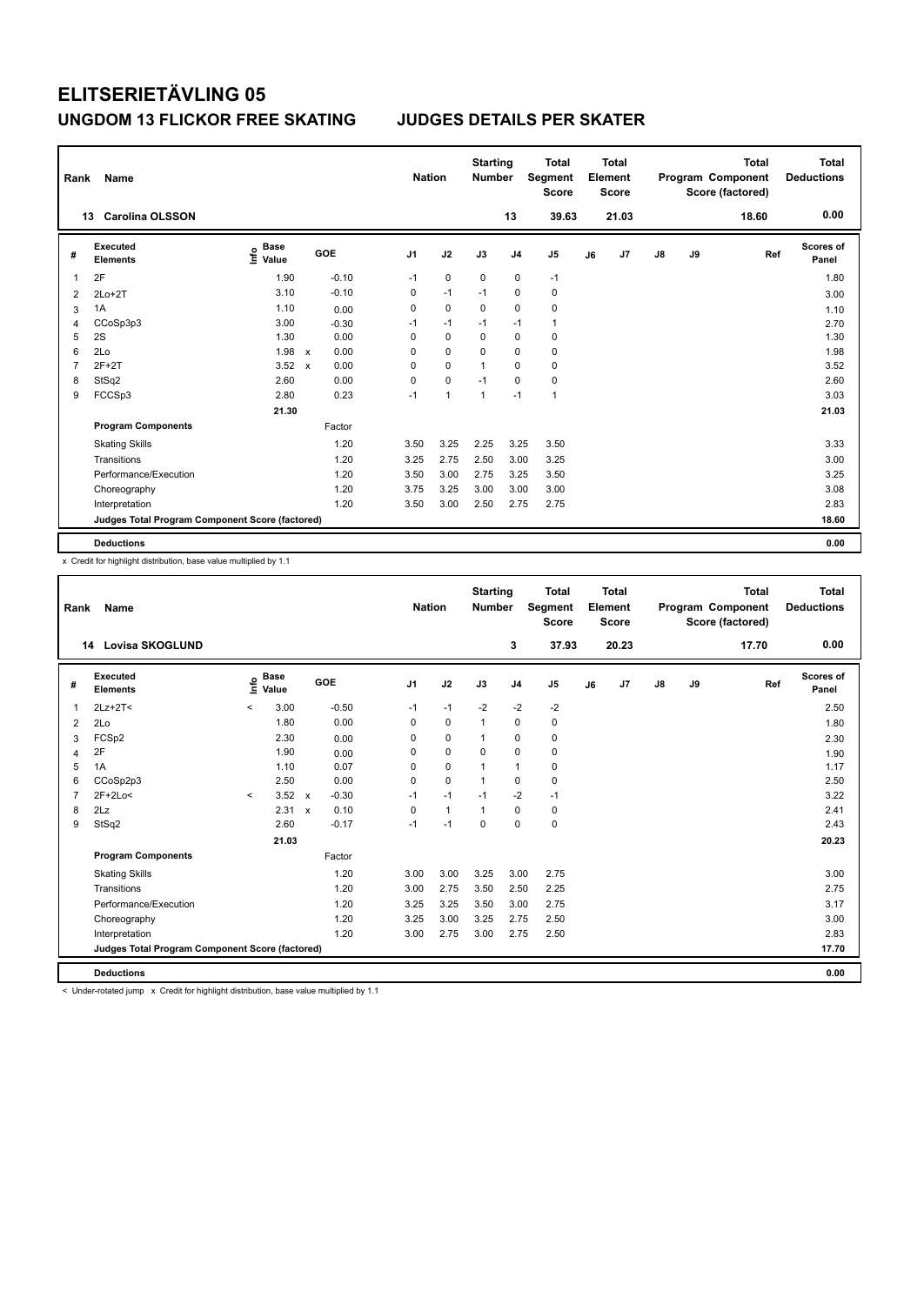# ELITSERIETÄVLING 05

## UNGDOM 13 FLICKOR FREE SKATING JUDGES DETAILS PER SKATER

| Rank | Name | Nation | Starting Number | Total Segment Score | Total Element Score | Total Program Component Score (factored) | Total Deductions |
|---|---|---|---|---|---|---|---|
| 13 | Carolina OLSSON | | 13 | 39.63 | 21.03 | 18.60 | 0.00 |

| # | Executed Elements | Info | Base Value | | GOE | J1 | J2 | J3 | J4 | J5 | J6 | J7 | J8 | J9 | Ref | Scores of Panel |
|---|---|---|---|---|---|---|---|---|---|---|---|---|---|---|---|---|
| 1 | 2F | | 1.90 | | -0.10 | -1 | 0 | 0 | 0 | -1 | | | | | | 1.80 |
| 2 | 2Lo+2T | | 3.10 | | -0.10 | 0 | -1 | -1 | 0 | 0 | | | | | | 3.00 |
| 3 | 1A | | 1.10 | | 0.00 | 0 | 0 | 0 | 0 | 0 | | | | | | 1.10 |
| 4 | CCoSp3p3 | | 3.00 | | -0.30 | -1 | -1 | -1 | -1 | 1 | | | | | | 2.70 |
| 5 | 2S | | 1.30 | | 0.00 | 0 | 0 | 0 | 0 | 0 | | | | | | 1.30 |
| 6 | 2Lo | | 1.98 | x | 0.00 | 0 | 0 | 0 | 0 | 0 | | | | | | 1.98 |
| 7 | 2F+2T | | 3.52 | x | 0.00 | 0 | 0 | 1 | 0 | 0 | | | | | | 3.52 |
| 8 | StSq2 | | 2.60 | | 0.00 | 0 | 0 | -1 | 0 | 0 | | | | | | 2.60 |
| 9 | FCCSp3 | | 2.80 | | 0.23 | -1 | 1 | 1 | -1 | 1 | | | | | | 3.03 |
| | | | 21.30 | | | | | | | | | | | | | 21.03 |
| | **Program Components** | | | | Factor | | | | | | | | | | | |
| | Skating Skills | | | | 1.20 | 3.50 | 3.25 | 2.25 | 3.25 | 3.50 | | | | | | 3.33 |
| | Transitions | | | | 1.20 | 3.25 | 2.75 | 2.50 | 3.00 | 3.25 | | | | | | 3.00 |
| | Performance/Execution | | | | 1.20 | 3.50 | 3.00 | 2.75 | 3.25 | 3.50 | | | | | | 3.25 |
| | Choreography | | | | 1.20 | 3.75 | 3.25 | 3.00 | 3.00 | 3.00 | | | | | | 3.08 |
| | Interpretation | | | | 1.20 | 3.50 | 3.00 | 2.50 | 2.75 | 2.75 | | | | | | 2.83 |
| | **Judges Total Program Component Score (factored)** | | | | | | | | | | | | | | | 18.60 |
| | **Deductions** | | | | | | | | | | | | | | | 0.00 |

x Credit for highlight distribution, base value multiplied by 1.1

| Rank | Name | Nation | Starting Number | Total Segment Score | Total Element Score | Total Program Component Score (factored) | Total Deductions |
|---|---|---|---|---|---|---|---|
| 14 | Lovisa SKOGLUND | | 3 | 37.93 | 20.23 | 17.70 | 0.00 |

| # | Executed Elements | Info | Base Value | | GOE | J1 | J2 | J3 | J4 | J5 | J6 | J7 | J8 | J9 | Ref | Scores of Panel |
|---|---|---|---|---|---|---|---|---|---|---|---|---|---|---|---|---|
| 1 | 2Lz+2T< | < | 3.00 | | -0.50 | -1 | -1 | -2 | -2 | -2 | | | | | | 2.50 |
| 2 | 2Lo | | 1.80 | | 0.00 | 0 | 0 | 1 | 0 | 0 | | | | | | 1.80 |
| 3 | FCSp2 | | 2.30 | | 0.00 | 0 | 0 | 1 | 0 | 0 | | | | | | 2.30 |
| 4 | 2F | | 1.90 | | 0.00 | 0 | 0 | 0 | 0 | 0 | | | | | | 1.90 |
| 5 | 1A | | 1.10 | | 0.07 | 0 | 0 | 1 | 1 | 0 | | | | | | 1.17 |
| 6 | CCoSp2p3 | | 2.50 | | 0.00 | 0 | 0 | 1 | 0 | 0 | | | | | | 2.50 |
| 7 | 2F+2Lo< | < | 3.52 | x | -0.30 | -1 | -1 | -1 | -2 | -1 | | | | | | 3.22 |
| 8 | 2Lz | | 2.31 | x | 0.10 | 0 | 1 | 1 | 0 | 0 | | | | | | 2.41 |
| 9 | StSq2 | | 2.60 | | -0.17 | -1 | -1 | 0 | 0 | 0 | | | | | | 2.43 |
| | | | 21.03 | | | | | | | | | | | | | 20.23 |
| | **Program Components** | | | | Factor | | | | | | | | | | | |
| | Skating Skills | | | | 1.20 | 3.00 | 3.00 | 3.25 | 3.00 | 2.75 | | | | | | 3.00 |
| | Transitions | | | | 1.20 | 3.00 | 2.75 | 3.50 | 2.50 | 2.25 | | | | | | 2.75 |
| | Performance/Execution | | | | 1.20 | 3.25 | 3.25 | 3.50 | 3.00 | 2.75 | | | | | | 3.17 |
| | Choreography | | | | 1.20 | 3.25 | 3.00 | 3.25 | 2.75 | 2.50 | | | | | | 3.00 |
| | Interpretation | | | | 1.20 | 3.00 | 2.75 | 3.00 | 2.75 | 2.50 | | | | | | 2.83 |
| | **Judges Total Program Component Score (factored)** | | | | | | | | | | | | | | | 17.70 |
| | **Deductions** | | | | | | | | | | | | | | | 0.00 |

< Under-rotated jump x Credit for highlight distribution, base value multiplied by 1.1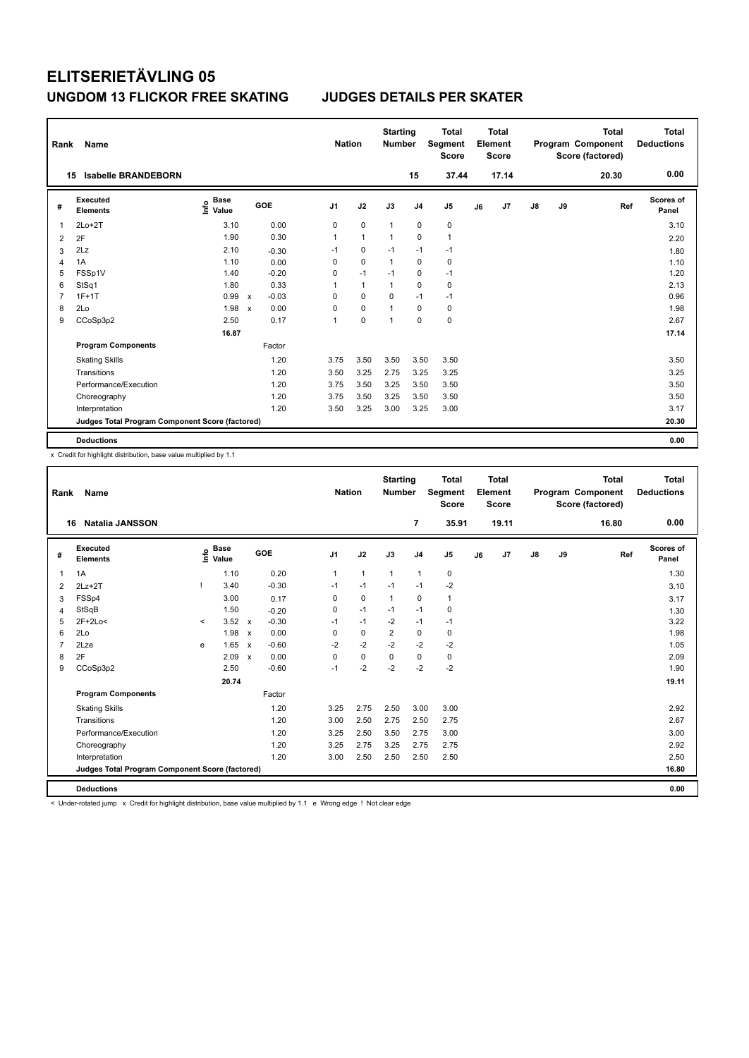# ELITSERIETÄVLING 05

## UNGDOM 13 FLICKOR FREE SKATING JUDGES DETAILS PER SKATER

| Rank | Name | Nation | Starting Number | Total Segment Score | Total Element Score | Total Program Component Score (factored) | Total Deductions |
|---|---|---|---|---|---|---|---|
| 15 | Isabelle BRANDEBORN | | 15 | 37.44 | 17.14 | 20.30 | 0.00 |

| # | Executed Elements | Info | Base Value | | GOE | J1 | J2 | J3 | J4 | J5 | J6 | J7 | J8 | J9 | Ref | Scores of Panel |
|---|---|---|---|---|---|---|---|---|---|---|---|---|---|---|---|---|
| 1 | 2Lo+2T | | 3.10 | | 0.00 | 0 | 0 | 1 | 0 | 0 | | | | | | 3.10 |
| 2 | 2F | | 1.90 | | 0.30 | 1 | 1 | 1 | 0 | 1 | | | | | | 2.20 |
| 3 | 2Lz | | 2.10 | | -0.30 | -1 | 0 | -1 | -1 | -1 | | | | | | 1.80 |
| 4 | 1A | | 1.10 | | 0.00 | 0 | 0 | 1 | 0 | 0 | | | | | | 1.10 |
| 5 | FSSp1V | | 1.40 | | -0.20 | 0 | -1 | -1 | 0 | -1 | | | | | | 1.20 |
| 6 | StSq1 | | 1.80 | | 0.33 | 1 | 1 | 1 | 0 | 0 | | | | | | 2.13 |
| 7 | 1F+1T | | 0.99 | x | -0.03 | 0 | 0 | 0 | -1 | -1 | | | | | | 0.96 |
| 8 | 2Lo | | 1.98 | x | 0.00 | 0 | 0 | 1 | 0 | 0 | | | | | | 1.98 |
| 9 | CCoSp3p2 | | 2.50 | | 0.17 | 1 | 0 | 1 | 0 | 0 | | | | | | 2.67 |
| | | | 16.87 | | | | | | | | | | | | | 17.14 |
| | **Program Components** | | | | Factor | | | | | | | | | | | |
| | Skating Skills | | | | 1.20 | 3.75 | 3.50 | 3.50 | 3.50 | 3.50 | | | | | | 3.50 |
| | Transitions | | | | 1.20 | 3.50 | 3.25 | 2.75 | 3.25 | 3.25 | | | | | | 3.25 |
| | Performance/Execution | | | | 1.20 | 3.75 | 3.50 | 3.25 | 3.50 | 3.50 | | | | | | 3.50 |
| | Choreography | | | | 1.20 | 3.75 | 3.50 | 3.25 | 3.50 | 3.50 | | | | | | 3.50 |
| | Interpretation | | | | 1.20 | 3.50 | 3.25 | 3.00 | 3.25 | 3.00 | | | | | | 3.17 |
| | **Judges Total Program Component Score (factored)** | | | | | | | | | | | | | | | 20.30 |
| | **Deductions** | | | | | | | | | | | | | | | 0.00 |

x Credit for highlight distribution, base value multiplied by 1.1

| Rank | Name | Nation | Starting Number | Total Segment Score | Total Element Score | Total Program Component Score (factored) | Total Deductions |
|---|---|---|---|---|---|---|---|
| 16 | Natalia JANSSON | | 7 | 35.91 | 19.11 | 16.80 | 0.00 |

| # | Executed Elements | Info | Base Value | | GOE | J1 | J2 | J3 | J4 | J5 | J6 | J7 | J8 | J9 | Ref | Scores of Panel |
|---|---|---|---|---|---|---|---|---|---|---|---|---|---|---|---|---|
| 1 | 1A | | 1.10 | | 0.20 | 1 | 1 | 1 | 1 | 0 | | | | | | 1.30 |
| 2 | 2Lz+2T | ! | 3.40 | | -0.30 | -1 | -1 | -1 | -1 | -2 | | | | | | 3.10 |
| 3 | FSSp4 | | 3.00 | | 0.17 | 0 | 0 | 1 | 0 | 1 | | | | | | 3.17 |
| 4 | StSqB | | 1.50 | | -0.20 | 0 | -1 | -1 | -1 | 0 | | | | | | 1.30 |
| 5 | 2F+2Lo< | < | 3.52 | x | -0.30 | -1 | -1 | -2 | -1 | -1 | | | | | | 3.22 |
| 6 | 2Lo | | 1.98 | x | 0.00 | 0 | 0 | 2 | 0 | 0 | | | | | | 1.98 |
| 7 | 2Lze | e | 1.65 | x | -0.60 | -2 | -2 | -2 | -2 | -2 | | | | | | 1.05 |
| 8 | 2F | | 2.09 | x | 0.00 | 0 | 0 | 0 | 0 | 0 | | | | | | 2.09 |
| 9 | CCoSp3p2 | | 2.50 | | -0.60 | -1 | -2 | -2 | -2 | -2 | | | | | | 1.90 |
| | | | 20.74 | | | | | | | | | | | | | 19.11 |
| | **Program Components** | | | | Factor | | | | | | | | | | | |
| | Skating Skills | | | | 1.20 | 3.25 | 2.75 | 2.50 | 3.00 | 3.00 | | | | | | 2.92 |
| | Transitions | | | | 1.20 | 3.00 | 2.50 | 2.75 | 2.50 | 2.75 | | | | | | 2.67 |
| | Performance/Execution | | | | 1.20 | 3.25 | 2.50 | 3.50 | 2.75 | 3.00 | | | | | | 3.00 |
| | Choreography | | | | 1.20 | 3.25 | 2.75 | 3.25 | 2.75 | 2.75 | | | | | | 2.92 |
| | Interpretation | | | | 1.20 | 3.00 | 2.50 | 2.50 | 2.50 | 2.50 | | | | | | 2.50 |
| | **Judges Total Program Component Score (factored)** | | | | | | | | | | | | | | | 16.80 |
| | **Deductions** | | | | | | | | | | | | | | | 0.00 |

< Under-rotated jump x Credit for highlight distribution, base value multiplied by 1.1 e Wrong edge ! Not clear edge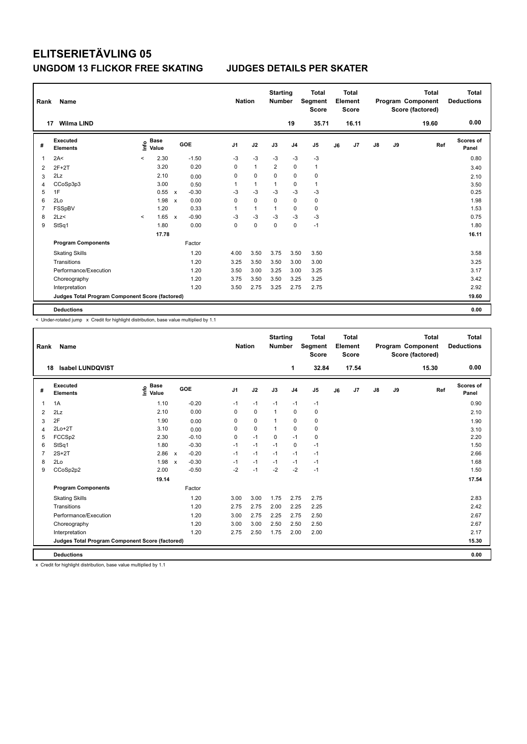# ELITSERIETÄVLING 05

## UNGDOM 13 FLICKOR FREE SKATING    JUDGES DETAILS PER SKATER

| Rank | Name | Nation | Starting Number | Total Segment Score | Total Element Score | Total Program Component Score (factored) | Total Deductions |
|---|---|---|---|---|---|---|---|
| 17 | Wilma LIND | | 19 | 35.71 | 16.11 | 19.60 | 0.00 |

| # | Executed Elements | Info | Base Value | | GOE | J1 | J2 | J3 | J4 | J5 | J6 | J7 | J8 | J9 | Ref | Scores of Panel |
|---|---|---|---|---|---|---|---|---|---|---|---|---|---|---|---|---|
| 1 | 2A< | < | 2.30 | | -1.50 | -3 | -3 | -3 | -3 | -3 | | | | | | 0.80 |
| 2 | 2F+2T | | 3.20 | | 0.20 | 0 | 1 | 2 | 0 | 1 | | | | | | 3.40 |
| 3 | 2Lz | | 2.10 | | 0.00 | 0 | 0 | 0 | 0 | 0 | | | | | | 2.10 |
| 4 | CCoSp3p3 | | 3.00 | | 0.50 | 1 | 1 | 1 | 0 | 1 | | | | | | 3.50 |
| 5 | 1F | | 0.55 | x | -0.30 | -3 | -3 | -3 | -3 | -3 | | | | | | 0.25 |
| 6 | 2Lo | | 1.98 | x | 0.00 | 0 | 0 | 0 | 0 | 0 | | | | | | 1.98 |
| 7 | FSSpBV | | 1.20 | | 0.33 | 1 | 1 | 1 | 0 | 0 | | | | | | 1.53 |
| 8 | 2Lz< | < | 1.65 | x | -0.90 | -3 | -3 | -3 | -3 | -3 | | | | | | 0.75 |
| 9 | StSq1 | | 1.80 | | 0.00 | 0 | 0 | 0 | 0 | -1 | | | | | | 1.80 |
| | | | 17.78 | | | | | | | | | | | | | 16.11 |
| | **Program Components** | | | | Factor | | | | | | | | | | | |
| | Skating Skills | | | | 1.20 | 4.00 | 3.50 | 3.75 | 3.50 | 3.50 | | | | | | 3.58 |
| | Transitions | | | | 1.20 | 3.25 | 3.50 | 3.50 | 3.00 | 3.00 | | | | | | 3.25 |
| | Performance/Execution | | | | 1.20 | 3.50 | 3.00 | 3.25 | 3.00 | 3.25 | | | | | | 3.17 |
| | Choreography | | | | 1.20 | 3.75 | 3.50 | 3.50 | 3.25 | 3.25 | | | | | | 3.42 |
| | Interpretation | | | | 1.20 | 3.50 | 2.75 | 3.25 | 2.75 | 2.75 | | | | | | 2.92 |
| | Judges Total Program Component Score (factored) | | | | | | | | | | | | | | | 19.60 |
| | **Deductions** | | | | | | | | | | | | | | | 0.00 |

< Under-rotated jump x Credit for highlight distribution, base value multiplied by 1.1

| Rank | Name | Nation | Starting Number | Total Segment Score | Total Element Score | Total Program Component Score (factored) | Total Deductions |
|---|---|---|---|---|---|---|---|
| 18 | Isabel LUNDQVIST | | 1 | 32.84 | 17.54 | 15.30 | 0.00 |

| # | Executed Elements | Info | Base Value | | GOE | J1 | J2 | J3 | J4 | J5 | J6 | J7 | J8 | J9 | Ref | Scores of Panel |
|---|---|---|---|---|---|---|---|---|---|---|---|---|---|---|---|---|
| 1 | 1A | | 1.10 | | -0.20 | -1 | -1 | -1 | -1 | -1 | | | | | | 0.90 |
| 2 | 2Lz | | 2.10 | | 0.00 | 0 | 0 | 1 | 0 | 0 | | | | | | 2.10 |
| 3 | 2F | | 1.90 | | 0.00 | 0 | 0 | 1 | 0 | 0 | | | | | | 1.90 |
| 4 | 2Lo+2T | | 3.10 | | 0.00 | 0 | 0 | 1 | 0 | 0 | | | | | | 3.10 |
| 5 | FCCSp2 | | 2.30 | | -0.10 | 0 | -1 | 0 | -1 | 0 | | | | | | 2.20 |
| 6 | StSq1 | | 1.80 | | -0.30 | -1 | -1 | -1 | 0 | -1 | | | | | | 1.50 |
| 7 | 2S+2T | | 2.86 | x | -0.20 | -1 | -1 | -1 | -1 | -1 | | | | | | 2.66 |
| 8 | 2Lo | | 1.98 | x | -0.30 | -1 | -1 | -1 | -1 | -1 | | | | | | 1.68 |
| 9 | CCoSp2p2 | | 2.00 | | -0.50 | -2 | -1 | -2 | -2 | -1 | | | | | | 1.50 |
| | | | 19.14 | | | | | | | | | | | | | 17.54 |
| | **Program Components** | | | | Factor | | | | | | | | | | | |
| | Skating Skills | | | | 1.20 | 3.00 | 3.00 | 1.75 | 2.75 | 2.75 | | | | | | 2.83 |
| | Transitions | | | | 1.20 | 2.75 | 2.75 | 2.00 | 2.25 | 2.25 | | | | | | 2.42 |
| | Performance/Execution | | | | 1.20 | 3.00 | 2.75 | 2.25 | 2.75 | 2.50 | | | | | | 2.67 |
| | Choreography | | | | 1.20 | 3.00 | 3.00 | 2.50 | 2.50 | 2.50 | | | | | | 2.67 |
| | Interpretation | | | | 1.20 | 2.75 | 2.50 | 1.75 | 2.00 | 2.00 | | | | | | 2.17 |
| | Judges Total Program Component Score (factored) | | | | | | | | | | | | | | | 15.30 |
| | **Deductions** | | | | | | | | | | | | | | | 0.00 |

x Credit for highlight distribution, base value multiplied by 1.1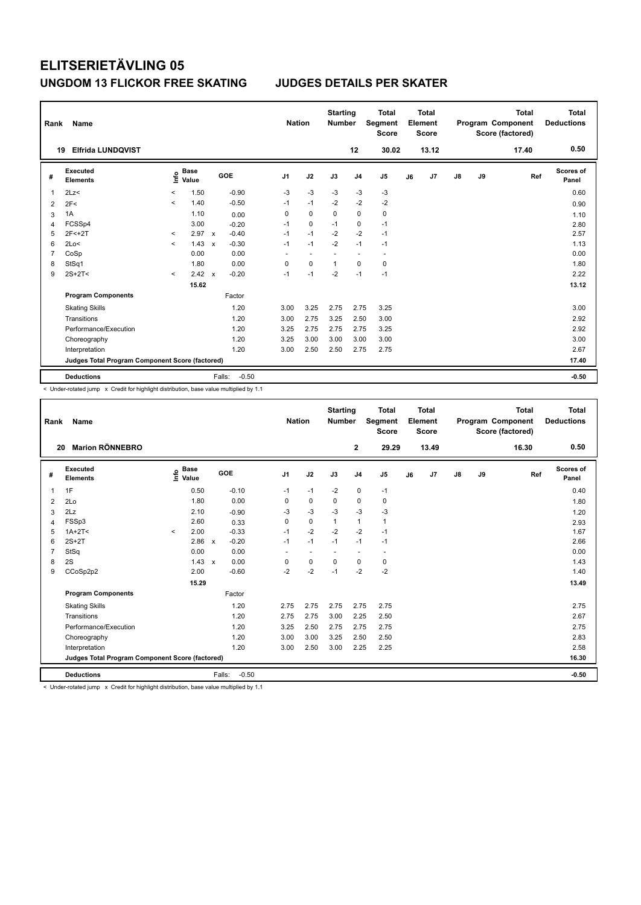# ELITSERIETÄVLING 05

## UNGDOM 13 FLICKOR FREE SKATING JUDGES DETAILS PER SKATER

| Rank | Name | Nation | Starting Number | Total Segment Score | Total Element Score | Total Program Component Score (factored) | Total Deductions |
|---|---|---|---|---|---|---|---|
| 19 | Elfrida LUNDQVIST | | 12 | 30.02 | 13.12 | 17.40 | 0.50 |

| # | Executed Elements | Info | Base Value | | GOE | J1 | J2 | J3 | J4 | J5 | J6 | J7 | J8 | J9 | Ref | Scores of Panel |
|---|---|---|---|---|---|---|---|---|---|---|---|---|---|---|---|---|
| 1 | 2Lz< | < | 1.50 | | -0.90 | -3 | -3 | -3 | -3 | -3 | | | | | | 0.60 |
| 2 | 2F< | < | 1.40 | | -0.50 | -1 | -1 | -2 | -2 | -2 | | | | | | 0.90 |
| 3 | 1A | | 1.10 | | 0.00 | 0 | 0 | 0 | 0 | 0 | | | | | | 1.10 |
| 4 | FCSSp4 | | 3.00 | | -0.20 | -1 | 0 | -1 | 0 | -1 | | | | | | 2.80 |
| 5 | 2F<+2T | < | 2.97 | x | -0.40 | -1 | -1 | -2 | -2 | -1 | | | | | | 2.57 |
| 6 | 2Lo< | < | 1.43 | x | -0.30 | -1 | -1 | -2 | -1 | -1 | | | | | | 1.13 |
| 7 | CoSp | | 0.00 | | 0.00 | - | - | - | - | - | | | | | | 0.00 |
| 8 | StSq1 | | 1.80 | | 0.00 | 0 | 0 | 1 | 0 | 0 | | | | | | 1.80 |
| 9 | 2S+2T< | < | 2.42 | x | -0.20 | -1 | -1 | -2 | -1 | -1 | | | | | | 2.22 |
| | | | 15.62 | | | | | | | | | | | | | 13.12 |
| | **Program Components** | | | | Factor | | | | | | | | | | | |
| | Skating Skills | | | | 1.20 | 3.00 | 3.25 | 2.75 | 2.75 | 3.25 | | | | | | 3.00 |
| | Transitions | | | | 1.20 | 3.00 | 2.75 | 3.25 | 2.50 | 3.00 | | | | | | 2.92 |
| | Performance/Execution | | | | 1.20 | 3.25 | 2.75 | 2.75 | 2.75 | 3.25 | | | | | | 2.92 |
| | Choreography | | | | 1.20 | 3.25 | 3.00 | 3.00 | 3.00 | 3.00 | | | | | | 3.00 |
| | Interpretation | | | | 1.20 | 3.00 | 2.50 | 2.50 | 2.75 | 2.75 | | | | | | 2.67 |
| | Judges Total Program Component Score (factored) | | | | | | | | | | | | | | | 17.40 |
| | **Deductions** | | | | Falls: -0.50 | | | | | | | | | | | -0.50 |

< Under-rotated jump x Credit for highlight distribution, base value multiplied by 1.1

| Rank | Name | Nation | Starting Number | Total Segment Score | Total Element Score | Total Program Component Score (factored) | Total Deductions |
|---|---|---|---|---|---|---|---|
| 20 | Marion RÖNNEBRO | | 2 | 29.29 | 13.49 | 16.30 | 0.50 |

| # | Executed Elements | Info | Base Value | | GOE | J1 | J2 | J3 | J4 | J5 | J6 | J7 | J8 | J9 | Ref | Scores of Panel |
|---|---|---|---|---|---|---|---|---|---|---|---|---|---|---|---|---|
| 1 | 1F | | 0.50 | | -0.10 | -1 | -1 | -2 | 0 | -1 | | | | | | 0.40 |
| 2 | 2Lo | | 1.80 | | 0.00 | 0 | 0 | 0 | 0 | 0 | | | | | | 1.80 |
| 3 | 2Lz | | 2.10 | | -0.90 | -3 | -3 | -3 | -3 | -3 | | | | | | 1.20 |
| 4 | FSSp3 | | 2.60 | | 0.33 | 0 | 0 | 1 | 1 | 1 | | | | | | 2.93 |
| 5 | 1A+2T< | < | 2.00 | | -0.33 | -1 | -2 | -2 | -2 | -1 | | | | | | 1.67 |
| 6 | 2S+2T | | 2.86 | x | -0.20 | -1 | -1 | -1 | -1 | -1 | | | | | | 2.66 |
| 7 | StSq | | 0.00 | | 0.00 | - | - | - | - | - | | | | | | 0.00 |
| 8 | 2S | | 1.43 | x | 0.00 | 0 | 0 | 0 | 0 | 0 | | | | | | 1.43 |
| 9 | CCoSp2p2 | | 2.00 | | -0.60 | -2 | -2 | -1 | -2 | -2 | | | | | | 1.40 |
| | | | 15.29 | | | | | | | | | | | | | 13.49 |
| | **Program Components** | | | | Factor | | | | | | | | | | | |
| | Skating Skills | | | | 1.20 | 2.75 | 2.75 | 2.75 | 2.75 | 2.75 | | | | | | 2.75 |
| | Transitions | | | | 1.20 | 2.75 | 2.75 | 3.00 | 2.25 | 2.50 | | | | | | 2.67 |
| | Performance/Execution | | | | 1.20 | 3.25 | 2.50 | 2.75 | 2.75 | 2.75 | | | | | | 2.75 |
| | Choreography | | | | 1.20 | 3.00 | 3.00 | 3.25 | 2.50 | 2.50 | | | | | | 2.83 |
| | Interpretation | | | | 1.20 | 3.00 | 2.50 | 3.00 | 2.25 | 2.25 | | | | | | 2.58 |
| | Judges Total Program Component Score (factored) | | | | | | | | | | | | | | | 16.30 |
| | **Deductions** | | | | Falls: -0.50 | | | | | | | | | | | -0.50 |

< Under-rotated jump x Credit for highlight distribution, base value multiplied by 1.1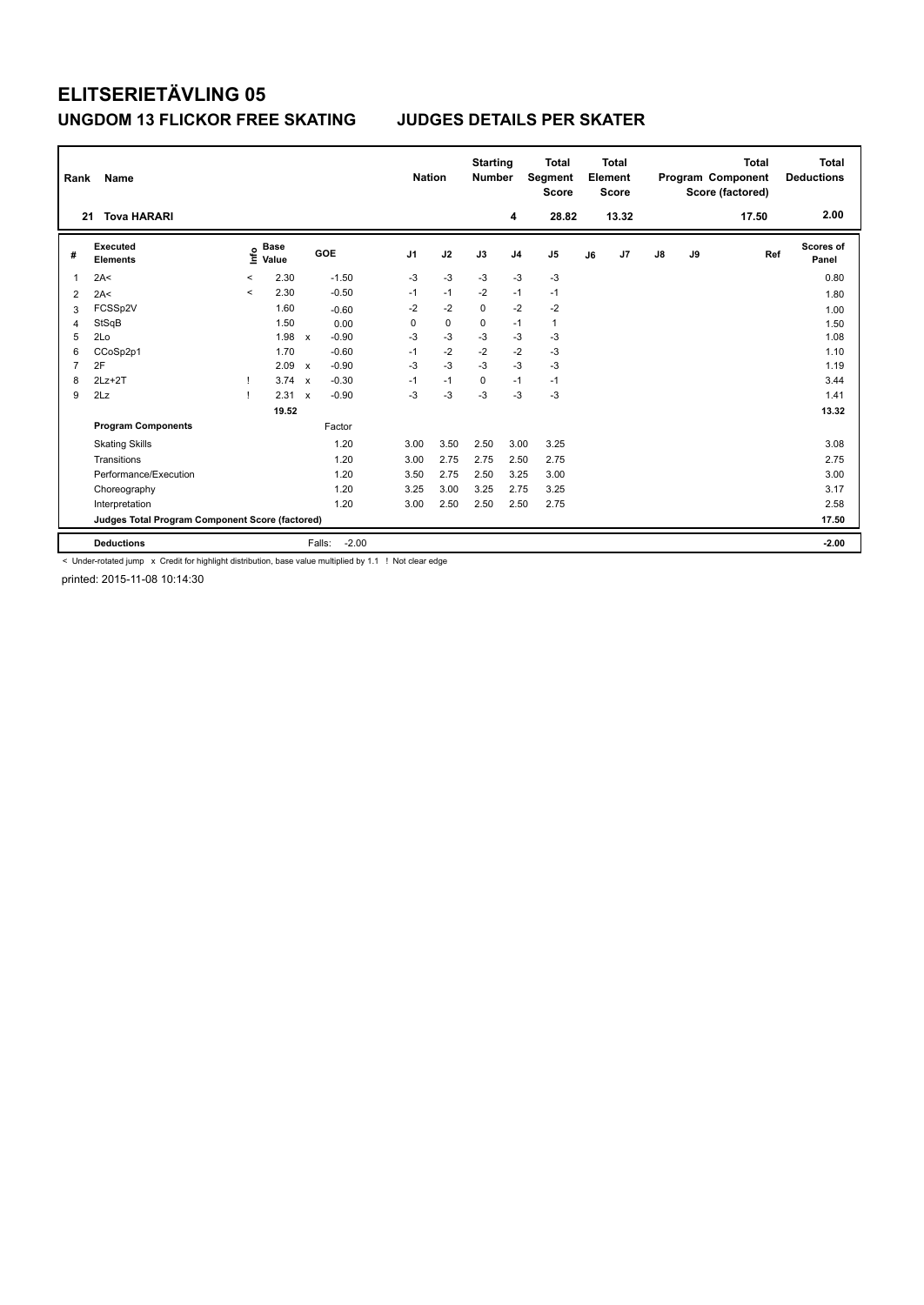# ELITSERIETÄVLING 05

## UNGDOM 13 FLICKOR FREE SKATING JUDGES DETAILS PER SKATER

| Rank | Name | Nation | Starting Number | Total Segment Score | Total Element Score | Total Program Component Score (factored) | Total Deductions |
|---|---|---|---|---|---|---|---|
| 21 | Tova HARARI | | 4 | 28.82 | 13.32 | 17.50 | 2.00 |

| # | Executed Elements | Info | Base Value | | GOE | J1 | J2 | J3 | J4 | J5 | J6 | J7 | J8 | J9 | Ref | Scores of Panel |
|---|---|---|---|---|---|---|---|---|---|---|---|---|---|---|---|---|
| 1 | 2A< | < | 2.30 | | -1.50 | -3 | -3 | -3 | -3 | -3 | | | | | | 0.80 |
| 2 | 2A< | < | 2.30 | | -0.50 | -1 | -1 | -2 | -1 | -1 | | | | | | 1.80 |
| 3 | FCSSp2V | | 1.60 | | -0.60 | -2 | -2 | 0 | -2 | -2 | | | | | | 1.00 |
| 4 | StSqB | | 1.50 | | 0.00 | 0 | 0 | 0 | -1 | 1 | | | | | | 1.50 |
| 5 | 2Lo | | 1.98 | x | -0.90 | -3 | -3 | -3 | -3 | -3 | | | | | | 1.08 |
| 6 | CCoSp2p1 | | 1.70 | | -0.60 | -1 | -2 | -2 | -2 | -3 | | | | | | 1.10 |
| 7 | 2F | | 2.09 | x | -0.90 | -3 | -3 | -3 | -3 | -3 | | | | | | 1.19 |
| 8 | 2Lz+2T | ! | 3.74 | x | -0.30 | -1 | -1 | 0 | -1 | -1 | | | | | | 3.44 |
| 9 | 2Lz | ! | 2.31 | x | -0.90 | -3 | -3 | -3 | -3 | -3 | | | | | | 1.41 |
| | | | 19.52 | | | | | | | | | | | | | 13.32 |
| | **Program Components** | | | | Factor | | | | | | | | | | | |
| | Skating Skills | | | | 1.20 | 3.00 | 3.50 | 2.50 | 3.00 | 3.25 | | | | | | 3.08 |
| | Transitions | | | | 1.20 | 3.00 | 2.75 | 2.75 | 2.50 | 2.75 | | | | | | 2.75 |
| | Performance/Execution | | | | 1.20 | 3.50 | 2.75 | 2.50 | 3.25 | 3.00 | | | | | | 3.00 |
| | Choreography | | | | 1.20 | 3.25 | 3.00 | 3.25 | 2.75 | 3.25 | | | | | | 3.17 |
| | Interpretation | | | | 1.20 | 3.00 | 2.50 | 2.50 | 2.50 | 2.75 | | | | | | 2.58 |
| | **Judges Total Program Component Score (factored)** | | | | | | | | | | | | | | | 17.50 |
| | **Deductions** | | | | Falls: -2.00 | | | | | | | | | | | -2.00 |

< Under-rotated jump x Credit for highlight distribution, base value multiplied by 1.1 ! Not clear edge

printed: 2015-11-08 10:14:30